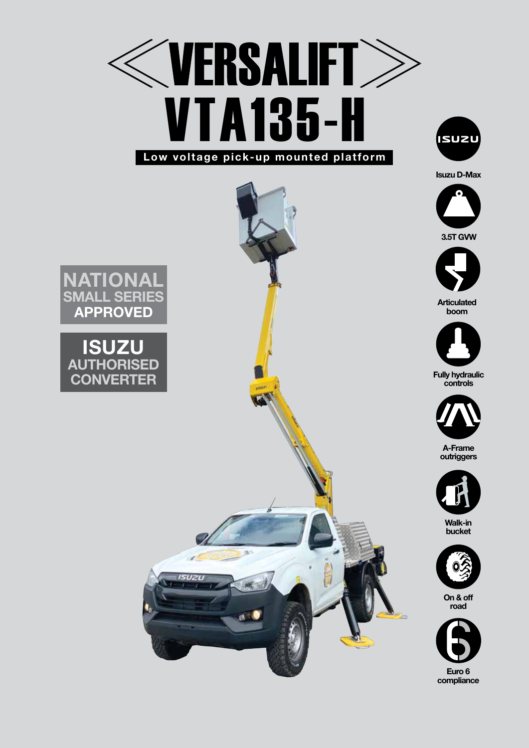# VERSALIFT VTA135-H

**Low voltage pick-up mounted platform**

**NATIONAL SMALL SERIES APPROVED**

**ISUZU AUTHORISED CONVERTER**

- Isuzu D-Max
- 3.5T GVW
- Articulated boom
- Fully hydraulic controls
- A-Frame outriggers
- Walk-in bucket
- On & off road
- Euro 6 compliance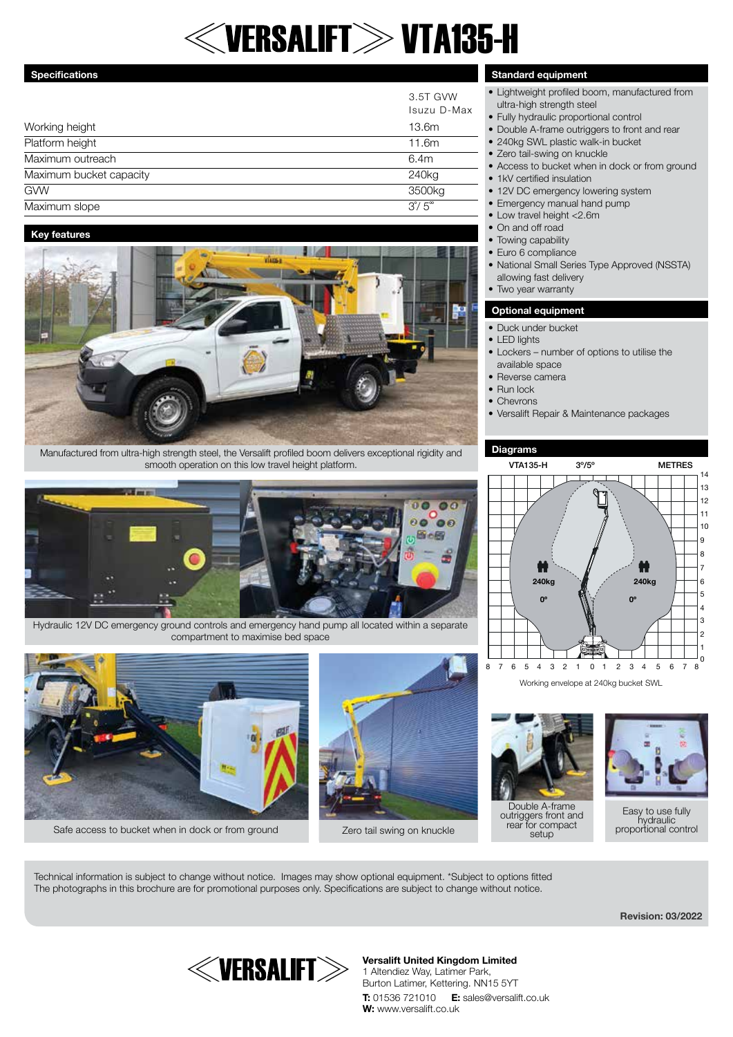# VERSALIFT VTA135-H

## Specifications

| | 3.5T GVW Isuzu D-Max |
|---|---|
| Working height | 13.6m |
| Platform height | 11.6m |
| Maximum outreach | 6.4m |
| Maximum bucket capacity | 240kg |
| GVW | 3500kg |
| Maximum slope | 3°/ 5° |

## Key features

Manufactured from ultra-high strength steel, the Versalift profiled boom delivers exceptional rigidity and smooth operation on this low travel height platform.

Hydraulic 12V DC emergency ground controls and emergency hand pump all located within a separate compartment to maximise bed space

Safe access to bucket when in dock or from ground

Zero tail swing on knuckle

## Standard equipment

- Lightweight profiled boom, manufactured from ultra-high strength steel
- Fully hydraulic proportional control
- Double A-frame outriggers to front and rear
- 240kg SWL plastic walk-in bucket
- Zero tail-swing on knuckle
- Access to bucket when in dock or from ground
- 1kV certified insulation
- 12V DC emergency lowering system
- Emergency manual hand pump
- Low travel height <2.6m
- On and off road
- Towing capability
- Euro 6 compliance
- National Small Series Type Approved (NSSTA) allowing fast delivery
- Two year warranty

## Optional equipment

- Duck under bucket
- LED lights
- Lockers – number of options to utilise the available space
- Reverse camera
- Run lock
- Chevrons
- Versalift Repair & Maintenance packages

## Diagrams

VTA135-H
3°/5°
METRES
14 13 12 11 10 9 8 7 6 5 4 3 2 1 0
240kg
0°
240kg
0°
8 7 6 5 4 3 2 1 0 1 2 3 4 5 6 7 8

Working envelope at 240kg bucket SWL

Double A-frame outriggers front and rear for compact setup

Easy to use fully hydraulic proportional control

Technical information is subject to change without notice. Images may show optional equipment. *Subject to options fitted
The photographs in this brochure are for promotional purposes only. Specifications are subject to change without notice.

**Revision: 03/2022**

VERSALIFT

**Versalift United Kingdom Limited**
1 Altendiez Way, Latimer Park,
Burton Latimer, Kettering. NN15 5YT
**T:** 01536 721010 **E:** sales@versalift.co.uk
**W:** www.versalift.co.uk